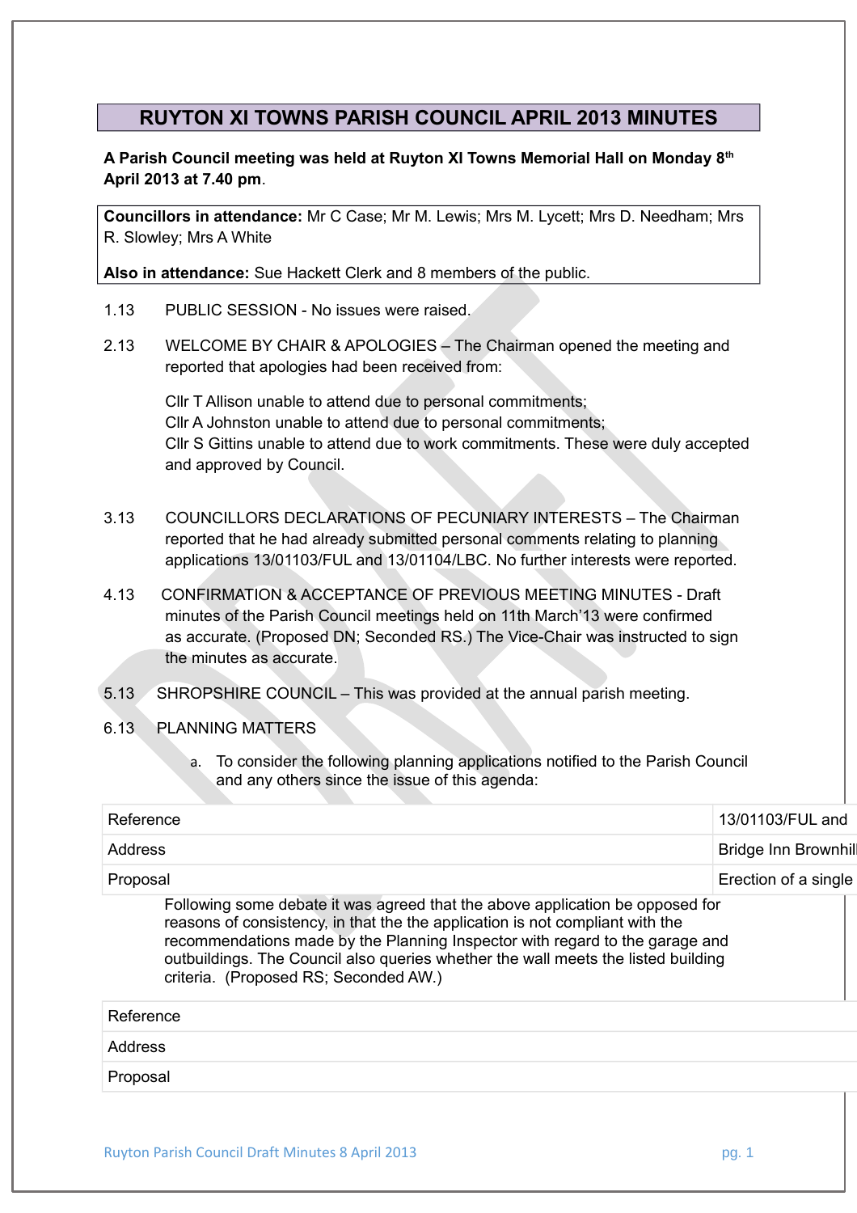# RUYTON XI TOWNS PARISH COUNCIL APRIL 2013 MINUTES

**A Parish Council meeting was held at Ruyton XI Towns Memorial Hall on Monday 8th April 2013 at 7.40 pm**.

**Councillors in attendance:** Mr C Case; Mr M. Lewis; Mrs M. Lycett; Mrs D. Needham; Mrs R. Slowley; Mrs A White

**Also in attendance:** Sue Hackett Clerk and 8 members of the public.

1.13 PUBLIC SESSION - No issues were raised.

2.13 WELCOME BY CHAIR & APOLOGIES – The Chairman opened the meeting and reported that apologies had been received from:

Cllr T Allison unable to attend due to personal commitments;
Cllr A Johnston unable to attend due to personal commitments;
Cllr S Gittins unable to attend due to work commitments. These were duly accepted and approved by Council.

3.13 COUNCILLORS DECLARATIONS OF PECUNIARY INTERESTS – The Chairman reported that he had already submitted personal comments relating to planning applications 13/01103/FUL and 13/01104/LBC. No further interests were reported.

4.13 CONFIRMATION & ACCEPTANCE OF PREVIOUS MEETING MINUTES - Draft minutes of the Parish Council meetings held on 11th March'13 were confirmed as accurate. (Proposed DN; Seconded RS.) The Vice-Chair was instructed to sign the minutes as accurate.

5.13 SHROPSHIRE COUNCIL – This was provided at the annual parish meeting.

6.13 PLANNING MATTERS

a. To consider the following planning applications notified to the Parish Council and any others since the issue of this agenda:

| | |
|---|---|
| Reference | 13/01103/FUL and |
| Address | Bridge Inn Brownhill |
| Proposal | Erection of a single |

Following some debate it was agreed that the above application be opposed for reasons of consistency, in that the the application is not compliant with the recommendations made by the Planning Inspector with regard to the garage and outbuildings. The Council also queries whether the wall meets the listed building criteria. (Proposed RS; Seconded AW.)

| | |
|---|---|
| Reference | |
| Address | |
| Proposal | |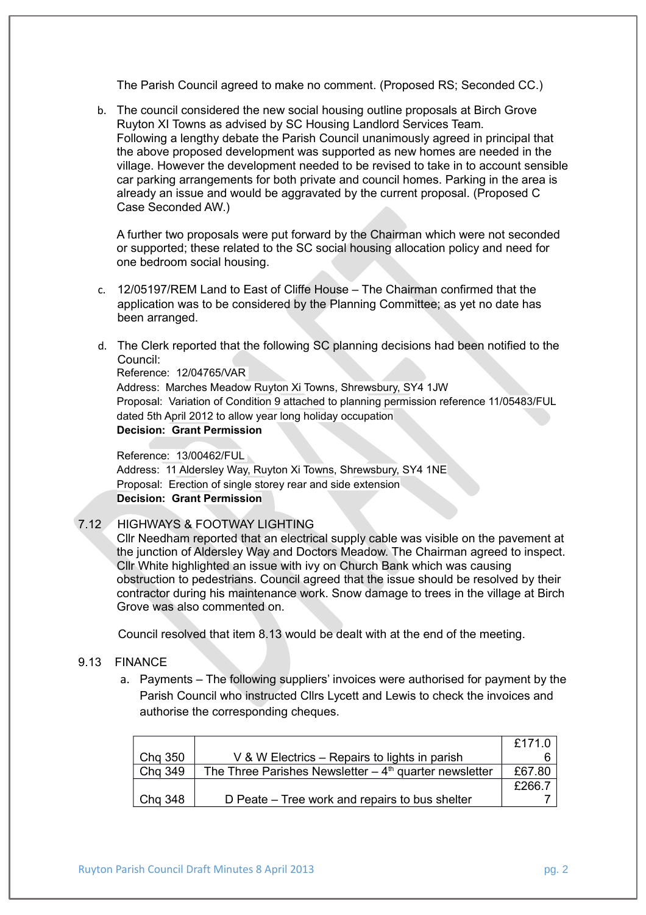The Parish Council agreed to make no comment. (Proposed RS; Seconded CC.)

b. The council considered the new social housing outline proposals at Birch Grove Ruyton XI Towns as advised by SC Housing Landlord Services Team. Following a lengthy debate the Parish Council unanimously agreed in principal that the above proposed development was supported as new homes are needed in the village. However the development needed to be revised to take in to account sensible car parking arrangements for both private and council homes. Parking in the area is already an issue and would be aggravated by the current proposal. (Proposed C Case Seconded AW.)

   A further two proposals were put forward by the Chairman which were not seconded or supported; these related to the SC social housing allocation policy and need for one bedroom social housing.

c. 12/05197/REM Land to East of Cliffe House – The Chairman confirmed that the application was to be considered by the Planning Committee; as yet no date has been arranged.

d. The Clerk reported that the following SC planning decisions had been notified to the Council:
   Reference: 12/04765/VAR
   Address: Marches Meadow Ruyton Xi Towns, Shrewsbury, SY4 1JW
   Proposal: Variation of Condition 9 attached to planning permission reference 11/05483/FUL dated 5th April 2012 to allow year long holiday occupation
   **Decision: Grant Permission**

   Reference: 13/00462/FUL
   Address: 11 Aldersley Way, Ruyton Xi Towns, Shrewsbury, SY4 1NE
   Proposal: Erection of single storey rear and side extension
   **Decision: Grant Permission**

7.12 HIGHWAYS & FOOTWAY LIGHTING

Cllr Needham reported that an electrical supply cable was visible on the pavement at the junction of Aldersley Way and Doctors Meadow. The Chairman agreed to inspect. Cllr White highlighted an issue with ivy on Church Bank which was causing obstruction to pedestrians. Council agreed that the issue should be resolved by their contractor during his maintenance work. Snow damage to trees in the village at Birch Grove was also commented on.

Council resolved that item 8.13 would be dealt with at the end of the meeting.

9.13 FINANCE

a. Payments – The following suppliers' invoices were authorised for payment by the Parish Council who instructed Cllrs Lycett and Lewis to check the invoices and authorise the corresponding cheques.

| | | |
|---|---|---|
| Chq 350 | V & W Electrics – Repairs to lights in parish | £171.06 |
| Chq 349 | The Three Parishes Newsletter – 4th quarter newsletter | £67.80 |
| Chq 348 | D Peate – Tree work and repairs to bus shelter | £266.77 |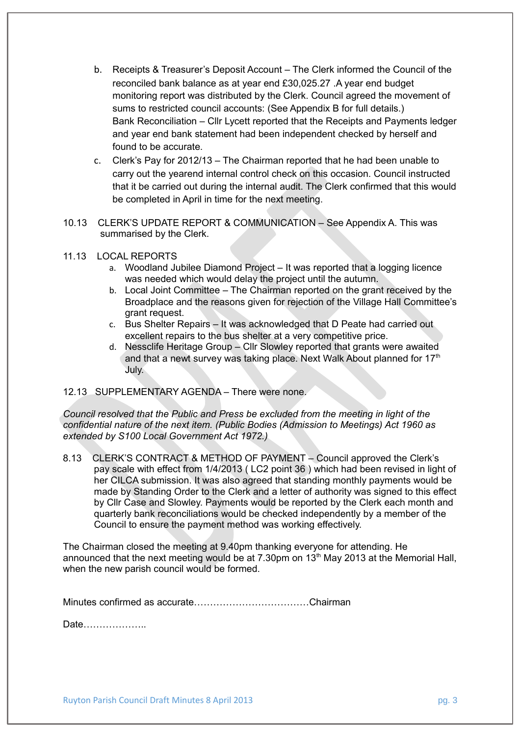b. Receipts & Treasurer's Deposit Account – The Clerk informed the Council of the reconciled bank balance as at year end £30,025.27 .A year end budget monitoring report was distributed by the Clerk. Council agreed the movement of sums to restricted council accounts: (See Appendix B for full details.)
   Bank Reconciliation – Cllr Lycett reported that the Receipts and Payments ledger and year end bank statement had been independent checked by herself and found to be accurate.

c. Clerk's Pay for 2012/13 – The Chairman reported that he had been unable to carry out the yearend internal control check on this occasion. Council instructed that it be carried out during the internal audit. The Clerk confirmed that this would be completed in April in time for the next meeting.

10.13 CLERK'S UPDATE REPORT & COMMUNICATION – See Appendix A. This was summarised by the Clerk.

11.13 LOCAL REPORTS

a. Woodland Jubilee Diamond Project – It was reported that a logging licence was needed which would delay the project until the autumn.
b. Local Joint Committee – The Chairman reported on the grant received by the Broadplace and the reasons given for rejection of the Village Hall Committee's grant request.
c. Bus Shelter Repairs – It was acknowledged that D Peate had carried out excellent repairs to the bus shelter at a very competitive price.
d. Nesscliffe Heritage Group – Cllr Slowley reported that grants were awaited and that a newt survey was taking place. Next Walk About planned for 17th July.

12.13 SUPPLEMENTARY AGENDA – There were none.

*Council resolved that the Public and Press be excluded from the meeting in light of the confidential nature of the next item. (Public Bodies (Admission to Meetings) Act 1960 as extended by S100 Local Government Act 1972.)*

8.13 CLERK'S CONTRACT & METHOD OF PAYMENT – Council approved the Clerk's pay scale with effect from 1/4/2013 ( LC2 point 36 ) which had been revised in light of her CILCA submission. It was also agreed that standing monthly payments would be made by Standing Order to the Clerk and a letter of authority was signed to this effect by Cllr Case and Slowley. Payments would be reported by the Clerk each month and quarterly bank reconciliations would be checked independently by a member of the Council to ensure the payment method was working effectively.

The Chairman closed the meeting at 9.40pm thanking everyone for attending. He announced that the next meeting would be at 7.30pm on 13th May 2013 at the Memorial Hall, when the new parish council would be formed.

Minutes confirmed as accurate………………………………Chairman

Date………………..